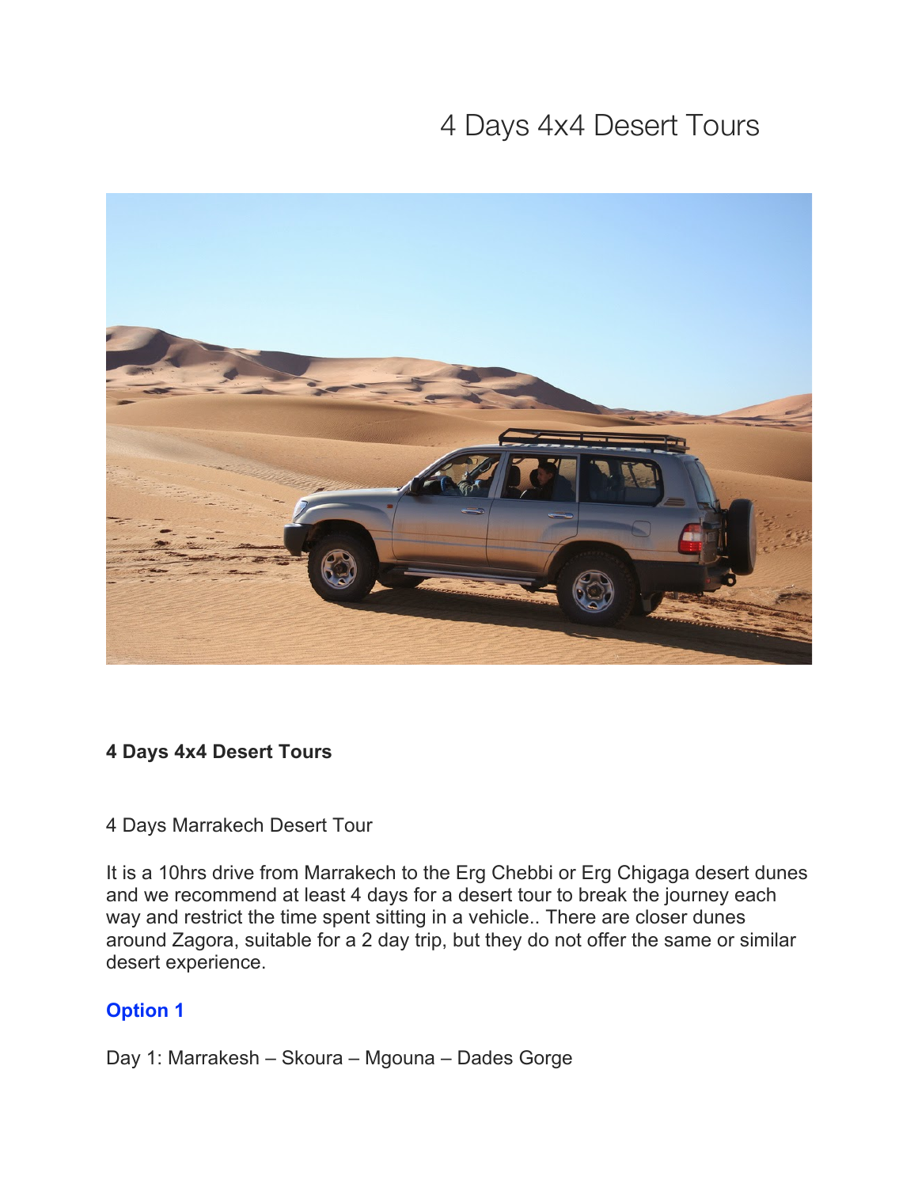# 4 Days 4x4 Desert Tours

**4 Days 4x4 Desert Tours**

4 Days Marrakech Desert Tour

It is a 10hrs drive from Marrakech to the Erg Chebbi or Erg Chigaga desert dunes and we recommend at least 4 days for a desert tour to break the journey each way and restrict the time spent sitting in a vehicle.. There are closer dunes around Zagora, suitable for a 2 day trip, but they do not offer the same or similar desert experience.

**Option 1**

Day 1: Marrakesh – Skoura – Mgouna – Dades Gorge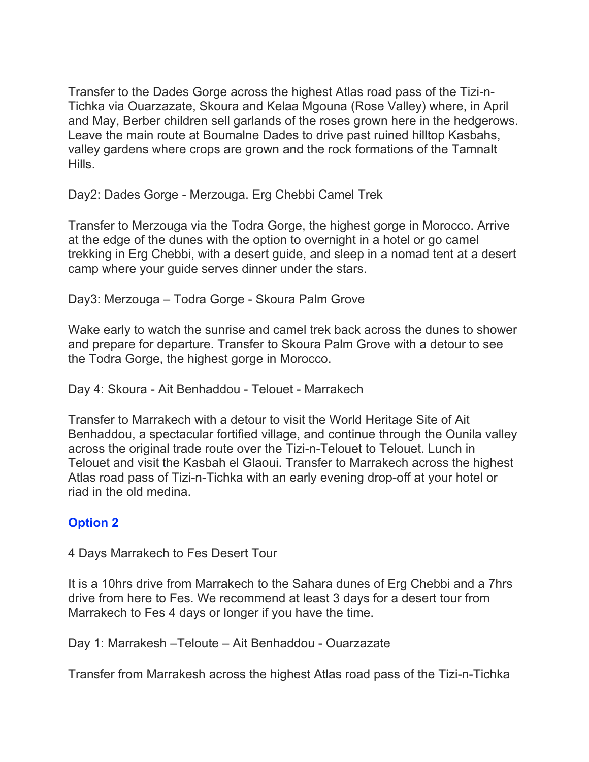Transfer to the Dades Gorge across the highest Atlas road pass of the Tizi-n-Tichka via Ouarzazate, Skoura and Kelaa Mgouna (Rose Valley) where, in April and May, Berber children sell garlands of the roses grown here in the hedgerows. Leave the main route at Boumalne Dades to drive past ruined hilltop Kasbahs, valley gardens where crops are grown and the rock formations of the Tamnalt Hills.

Day2: Dades Gorge - Merzouga. Erg Chebbi Camel Trek

Transfer to Merzouga via the Todra Gorge, the highest gorge in Morocco. Arrive at the edge of the dunes with the option to overnight in a hotel or go camel trekking in Erg Chebbi, with a desert guide, and sleep in a nomad tent at a desert camp where your guide serves dinner under the stars.

Day3: Merzouga – Todra Gorge - Skoura Palm Grove

Wake early to watch the sunrise and camel trek back across the dunes to shower and prepare for departure. Transfer to Skoura Palm Grove with a detour to see the Todra Gorge, the highest gorge in Morocco.

Day 4: Skoura - Ait Benhaddou - Telouet - Marrakech

Transfer to Marrakech with a detour to visit the World Heritage Site of Ait Benhaddou, a spectacular fortified village, and continue through the Ounila valley across the original trade route over the Tizi-n-Telouet to Telouet. Lunch in Telouet and visit the Kasbah el Glaoui. Transfer to Marrakech across the highest Atlas road pass of Tizi-n-Tichka with an early evening drop-off at your hotel or riad in the old medina.

### Option 2

4 Days Marrakech to Fes Desert Tour

It is a 10hrs drive from Marrakech to the Sahara dunes of Erg Chebbi and a 7hrs drive from here to Fes. We recommend at least 3 days for a desert tour from Marrakech to Fes 4 days or longer if you have the time.

Day 1: Marrakesh –Teloute – Ait Benhaddou - Ouarzazate

Transfer from Marrakesh across the highest Atlas road pass of the Tizi-n-Tichka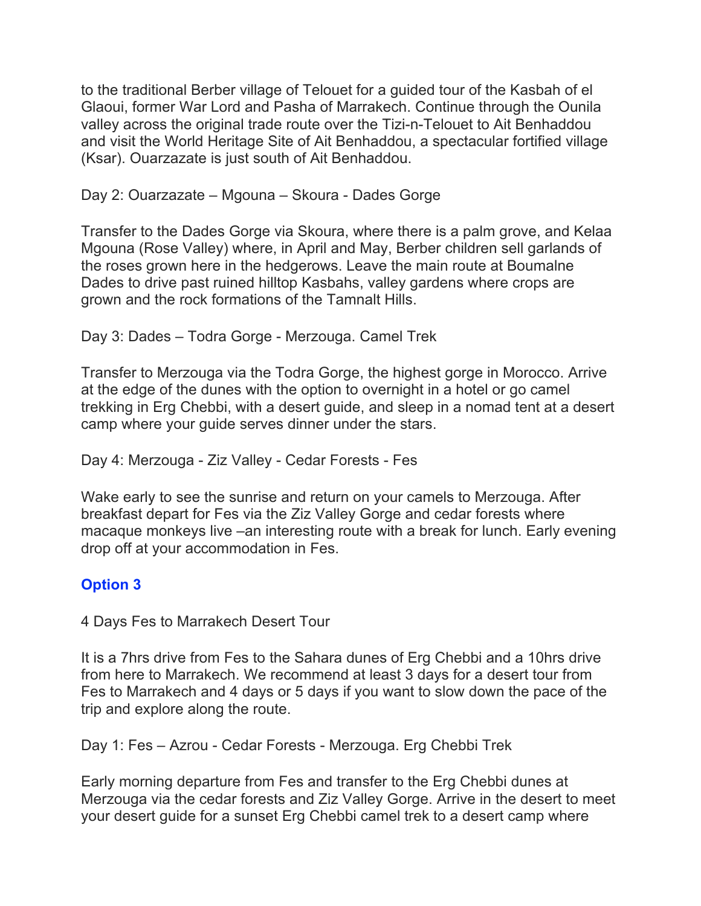to the traditional Berber village of Telouet for a guided tour of the Kasbah of el Glaoui, former War Lord and Pasha of Marrakech. Continue through the Ounila valley across the original trade route over the Tizi-n-Telouet to Ait Benhaddou and visit the World Heritage Site of Ait Benhaddou, a spectacular fortified village (Ksar). Ouarzazate is just south of Ait Benhaddou.

Day 2: Ouarzazate – Mgouna – Skoura - Dades Gorge

Transfer to the Dades Gorge via Skoura, where there is a palm grove, and Kelaa Mgouna (Rose Valley) where, in April and May, Berber children sell garlands of the roses grown here in the hedgerows. Leave the main route at Boumalne Dades to drive past ruined hilltop Kasbahs, valley gardens where crops are grown and the rock formations of the Tamnalt Hills.

Day 3: Dades – Todra Gorge - Merzouga. Camel Trek

Transfer to Merzouga via the Todra Gorge, the highest gorge in Morocco. Arrive at the edge of the dunes with the option to overnight in a hotel or go camel trekking in Erg Chebbi, with a desert guide, and sleep in a nomad tent at a desert camp where your guide serves dinner under the stars.

Day 4: Merzouga - Ziz Valley - Cedar Forests - Fes

Wake early to see the sunrise and return on your camels to Merzouga. After breakfast depart for Fes via the Ziz Valley Gorge and cedar forests where macaque monkeys live –an interesting route with a break for lunch. Early evening drop off at your accommodation in Fes.

### Option 3

4 Days Fes to Marrakech Desert Tour

It is a 7hrs drive from Fes to the Sahara dunes of Erg Chebbi and a 10hrs drive from here to Marrakech. We recommend at least 3 days for a desert tour from Fes to Marrakech and 4 days or 5 days if you want to slow down the pace of the trip and explore along the route.

Day 1: Fes – Azrou - Cedar Forests - Merzouga. Erg Chebbi Trek

Early morning departure from Fes and transfer to the Erg Chebbi dunes at Merzouga via the cedar forests and Ziz Valley Gorge. Arrive in the desert to meet your desert guide for a sunset Erg Chebbi camel trek to a desert camp where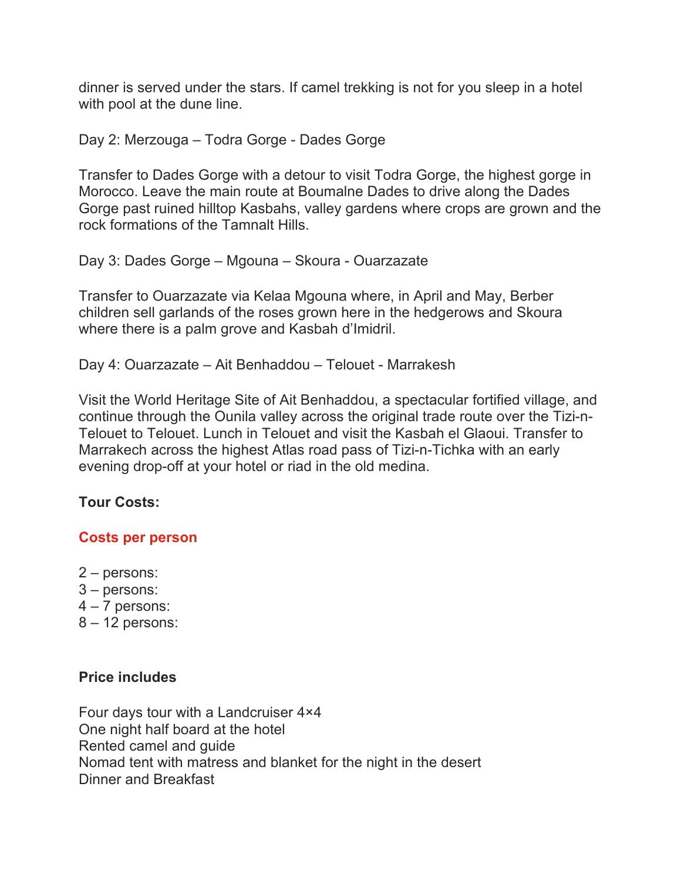dinner is served under the stars. If camel trekking is not for you sleep in a hotel with pool at the dune line.

Day 2: Merzouga – Todra Gorge - Dades Gorge

Transfer to Dades Gorge with a detour to visit Todra Gorge, the highest gorge in Morocco. Leave the main route at Boumalne Dades to drive along the Dades Gorge past ruined hilltop Kasbahs, valley gardens where crops are grown and the rock formations of the Tamnalt Hills.

Day 3: Dades Gorge – Mgouna – Skoura - Ouarzazate

Transfer to Ouarzazate via Kelaa Mgouna where, in April and May, Berber children sell garlands of the roses grown here in the hedgerows and Skoura where there is a palm grove and Kasbah d'Imidril.

Day 4: Ouarzazate – Ait Benhaddou – Telouet - Marrakesh

Visit the World Heritage Site of Ait Benhaddou, a spectacular fortified village, and continue through the Ounila valley across the original trade route over the Tizi-n-Telouet to Telouet. Lunch in Telouet and visit the Kasbah el Glaoui. Transfer to Marrakech across the highest Atlas road pass of Tizi-n-Tichka with an early evening drop-off at your hotel or riad in the old medina.

**Tour Costs:**

**Costs per person**

2 – persons:
3 – persons:
4 – 7 persons:
8 – 12 persons:

**Price includes**

Four days tour with a Landcruiser 4×4
One night half board at the hotel
Rented camel and guide
Nomad tent with matress and blanket for the night in the desert
Dinner and Breakfast